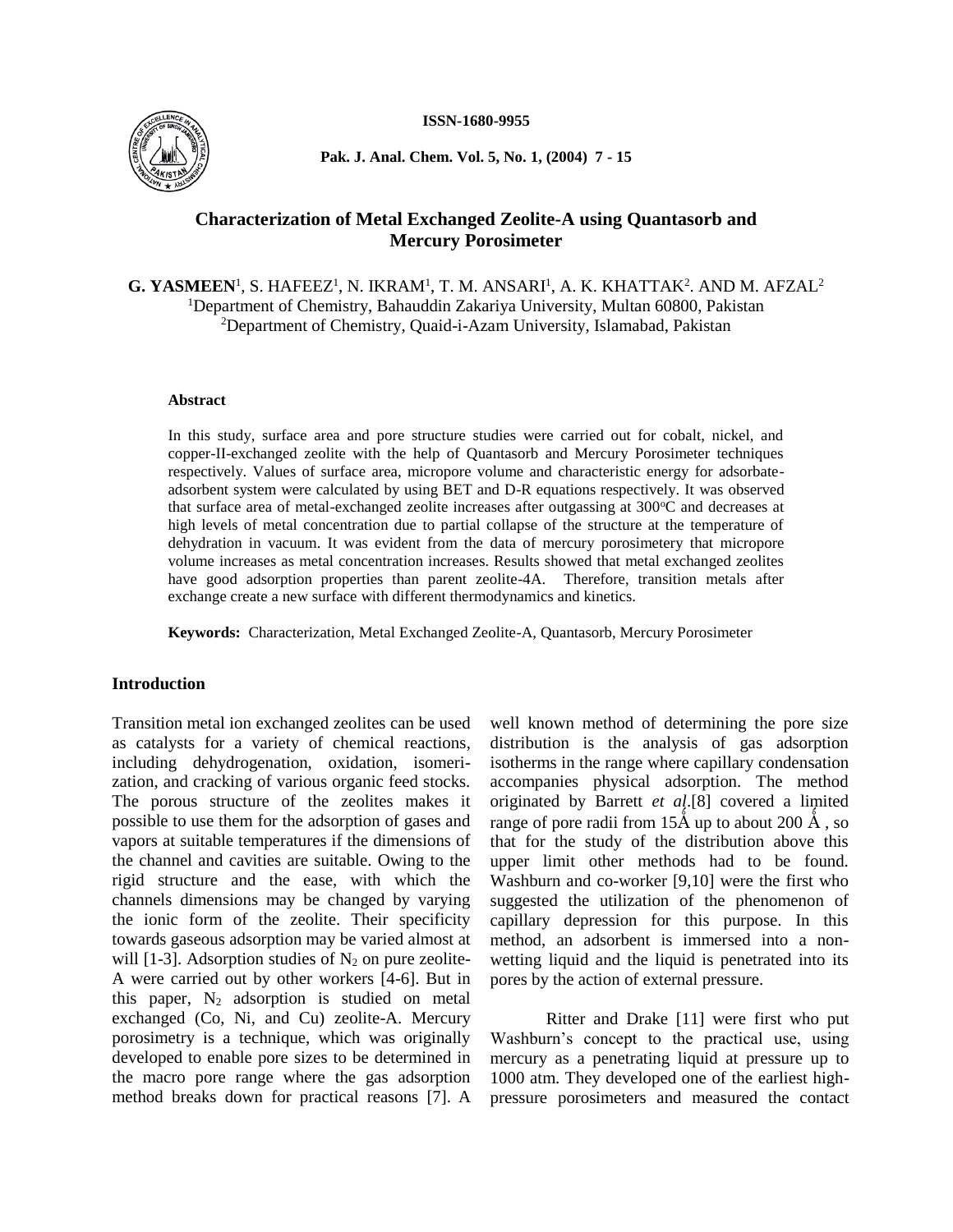# Characterization of Metal Exchanged Zeolite-A using Quantasorb and Mercury Porosimeter

**G. YASMEEN**[1], S. HAFEEZ[1], N. IKRAM[1], T. M. ANSARI[1], A. K. KHATTAK[2]. AND M. AFZAL[2]

[1]Department of Chemistry, Bahauddin Zakariya University, Multan 60800, Pakistan

[2]Department of Chemistry, Quaid-i-Azam University, Islamabad, Pakistan

### Abstract

In this study, surface area and pore structure studies were carried out for cobalt, nickel, and copper-II-exchanged zeolite with the help of Quantasorb and Mercury Porosimeter techniques respectively. Values of surface area, micropore volume and characteristic energy for adsorbate-adsorbent system were calculated by using BET and D-R equations respectively. It was observed that surface area of metal-exchanged zeolite increases after outgassing at 300°C and decreases at high levels of metal concentration due to partial collapse of the structure at the temperature of dehydration in vacuum. It was evident from the data of mercury porosimetery that micropore volume increases as metal concentration increases. Results showed that metal exchanged zeolites have good adsorption properties than parent zeolite-4A. Therefore, transition metals after exchange create a new surface with different thermodynamics and kinetics.

**Keywords:** Characterization, Metal Exchanged Zeolite-A, Quantasorb, Mercury Porosimeter

## Introduction

Transition metal ion exchanged zeolites can be used as catalysts for a variety of chemical reactions, including dehydrogenation, oxidation, isomerization, and cracking of various organic feed stocks. The porous structure of the zeolites makes it possible to use them for the adsorption of gases and vapors at suitable temperatures if the dimensions of the channel and cavities are suitable. Owing to the rigid structure and the ease, with which the channels dimensions may be changed by varying the ionic form of the zeolite. Their specificity towards gaseous adsorption may be varied almost at will [1-3]. Adsorption studies of $N_2$ on pure zeolite-A were carried out by other workers [4-6]. But in this paper, $N_2$ adsorption is studied on metal exchanged (Co, Ni, and Cu) zeolite-A. Mercury porosimetry is a technique, which was originally developed to enable pore sizes to be determined in the macro pore range where the gas adsorption method breaks down for practical reasons [7]. A well known method of determining the pore size distribution is the analysis of gas adsorption isotherms in the range where capillary condensation accompanies physical adsorption. The method originated by Barrett *et al*.[8] covered a limited range of pore radii from 15Å up to about 200 Å, so that for the study of the distribution above this upper limit other methods had to be found. Washburn and co-worker [9,10] were the first who suggested the utilization of the phenomenon of capillary depression for this purpose. In this method, an adsorbent is immersed into a non-wetting liquid and the liquid is penetrated into its pores by the action of external pressure.

Ritter and Drake [11] were first who put Washburn's concept to the practical use, using mercury as a penetrating liquid at pressure up to 1000 atm. They developed one of the earliest high-pressure porosimeters and measured the contact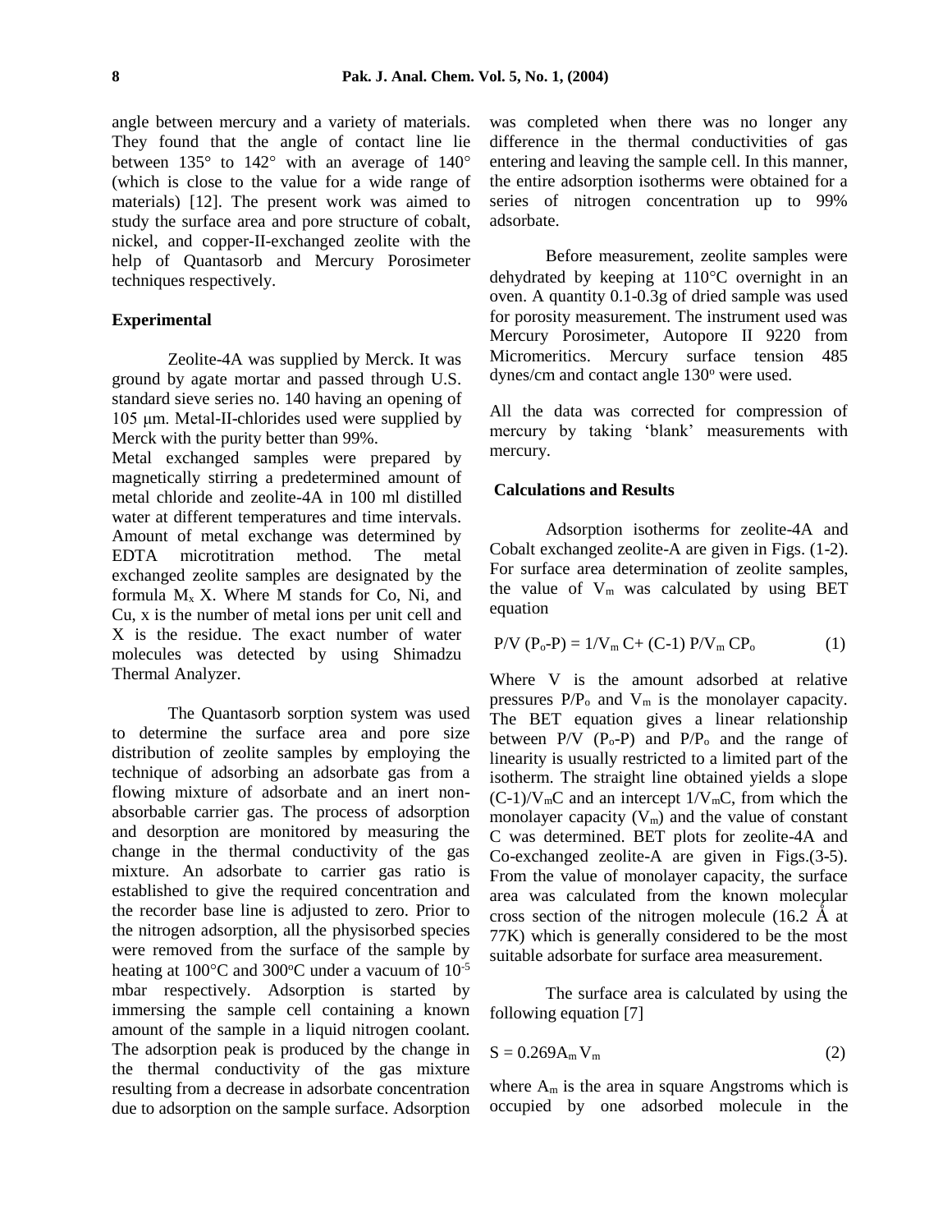angle between mercury and a variety of materials. They found that the angle of contact line lie between 135° to 142° with an average of 140° (which is close to the value for a wide range of materials) [12]. The present work was aimed to study the surface area and pore structure of cobalt, nickel, and copper-II-exchanged zeolite with the help of Quantasorb and Mercury Porosimeter techniques respectively.

## Experimental

Zeolite-4A was supplied by Merck. It was ground by agate mortar and passed through U.S. standard sieve series no. 140 having an opening of 105 μm. Metal-II-chlorides used were supplied by Merck with the purity better than 99%.

Metal exchanged samples were prepared by magnetically stirring a predetermined amount of metal chloride and zeolite-4A in 100 ml distilled water at different temperatures and time intervals. Amount of metal exchange was determined by EDTA microtitration method. The metal exchanged zeolite samples are designated by the formula $M_x$ X. Where M stands for Co, Ni, and Cu, x is the number of metal ions per unit cell and X is the residue. The exact number of water molecules was detected by using Shimadzu Thermal Analyzer.

The Quantasorb sorption system was used to determine the surface area and pore size distribution of zeolite samples by employing the technique of adsorbing an adsorbate gas from a flowing mixture of adsorbate and an inert non-absorbable carrier gas. The process of adsorption and desorption are monitored by measuring the change in the thermal conductivity of the gas mixture. An adsorbate to carrier gas ratio is established to give the required concentration and the recorder base line is adjusted to zero. Prior to the nitrogen adsorption, all the physisorbed species were removed from the surface of the sample by heating at 100°C and 300°C under a vacuum of $10^{-5}$ mbar respectively. Adsorption is started by immersing the sample cell containing a known amount of the sample in a liquid nitrogen coolant. The adsorption peak is produced by the change in the thermal conductivity of the gas mixture resulting from a decrease in adsorbate concentration due to adsorption on the sample surface. Adsorption was completed when there was no longer any difference in the thermal conductivities of gas entering and leaving the sample cell. In this manner, the entire adsorption isotherms were obtained for a series of nitrogen concentration up to 99% adsorbate.

Before measurement, zeolite samples were dehydrated by keeping at 110°C overnight in an oven. A quantity 0.1-0.3g of dried sample was used for porosity measurement. The instrument used was Mercury Porosimeter, Autopore II 9220 from Micromeritics. Mercury surface tension 485 dynes/cm and contact angle 130° were used.

All the data was corrected for compression of mercury by taking 'blank' measurements with mercury.

## Calculations and Results

Adsorption isotherms for zeolite-4A and Cobalt exchanged zeolite-A are given in Figs. (1-2). For surface area determination of zeolite samples, the value of $V_m$ was calculated by using BET equation

$$P/V(P_o-P) = 1/V_m C + (C-1)P/V_m CP_o \qquad (1)$$

Where V is the amount adsorbed at relative pressures $P/P_o$ and $V_m$ is the monolayer capacity. The BET equation gives a linear relationship between $P/V(P_o-P)$ and $P/P_o$ and the range of linearity is usually restricted to a limited part of the isotherm. The straight line obtained yields a slope $(C-1)/V_mC$ and an intercept $1/V_mC$, from which the monolayer capacity ($V_m$) and the value of constant C was determined. BET plots for zeolite-4A and Co-exchanged zeolite-A are given in Figs.(3-5). From the value of monolayer capacity, the surface area was calculated from the known molecular cross section of the nitrogen molecule (16.2 Å at 77K) which is generally considered to be the most suitable adsorbate for surface area measurement.

The surface area is calculated by using the following equation [7]

$$S = 0.269 A_m V_m \qquad (2)$$

where $A_m$ is the area in square Angstroms which is occupied by one adsorbed molecule in the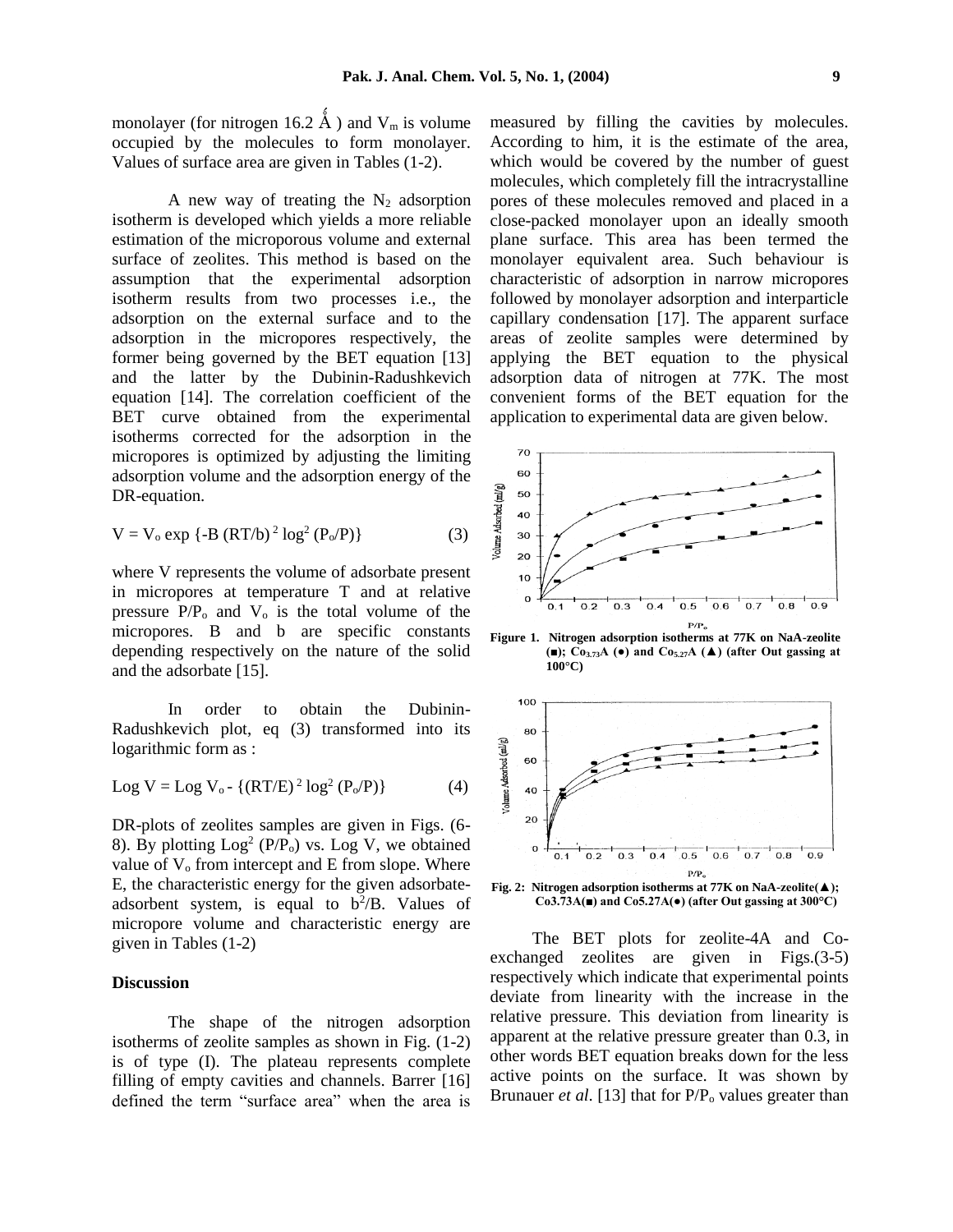monolayer (for nitrogen 16.2 Å) and $V_m$ is volume occupied by the molecules to form monolayer. Values of surface area are given in Tables (1-2).

A new way of treating the $N_2$ adsorption isotherm is developed which yields a more reliable estimation of the microporous volume and external surface of zeolites. This method is based on the assumption that the experimental adsorption isotherm results from two processes i.e., the adsorption on the external surface and to the adsorption in the micropores respectively, the former being governed by the BET equation [13] and the latter by the Dubinin-Radushkevich equation [14]. The correlation coefficient of the BET curve obtained from the experimental isotherms corrected for the adsorption in the micropores is optimized by adjusting the limiting adsorption volume and the adsorption energy of the DR-equation.

$$V = V_o \exp\{-B\,(RT/b)^2 \log^2 (P_o/P)\} \qquad (3)$$

where V represents the volume of adsorbate present in micropores at temperature T and at relative pressure $P/P_o$ and $V_o$ is the total volume of the micropores. B and b are specific constants depending respectively on the nature of the solid and the adsorbate [15].

In order to obtain the Dubinin-Radushkevich plot, eq (3) transformed into its logarithmic form as :

$$\text{Log } V = \text{Log } V_o - \{(RT/E)^2 \log^2 (P_o/P)\} \qquad (4)$$

DR-plots of zeolites samples are given in Figs. (6-8). By plotting $\text{Log}^2 (P/P_o)$ vs. Log V, we obtained value of $V_o$ from intercept and E from slope. Where E, the characteristic energy for the given adsorbate-adsorbent system, is equal to $b^2/B$. Values of micropore volume and characteristic energy are given in Tables (1-2)

## Discussion

The shape of the nitrogen adsorption isotherms of zeolite samples as shown in Fig. (1-2) is of type (I). The plateau represents complete filling of empty cavities and channels. Barrer [16] defined the term "surface area" when the area is measured by filling the cavities by molecules. According to him, it is the estimate of the area, which would be covered by the number of guest molecules, which completely fill the intracrystalline pores of these molecules removed and placed in a close-packed monolayer upon an ideally smooth plane surface. This area has been termed the monolayer equivalent area. Such behaviour is characteristic of adsorption in narrow micropores followed by monolayer adsorption and interparticle capillary condensation [17]. The apparent surface areas of zeolite samples were determined by applying the BET equation to the physical adsorption data of nitrogen at 77K. The most convenient forms of the BET equation for the application to experimental data are given below.

**Figure 1. Nitrogen adsorption isotherms at 77K on NaA-zeolite (■); $Co_{3.73}A$ (●) and $Co_{5.27}A$ (▲) (after Out gassing at 100°C)**

**Fig. 2: Nitrogen adsorption isotherms at 77K on NaA-zeolite(▲); Co3.73A(■) and Co5.27A(●) (after Out gassing at 300°C)**

The BET plots for zeolite-4A and Co-exchanged zeolites are given in Figs.(3-5) respectively which indicate that experimental points deviate from linearity with the increase in the relative pressure. This deviation from linearity is apparent at the relative pressure greater than 0.3, in other words BET equation breaks down for the less active points on the surface. It was shown by Brunauer *et al.* [13] that for $P/P_o$ values greater than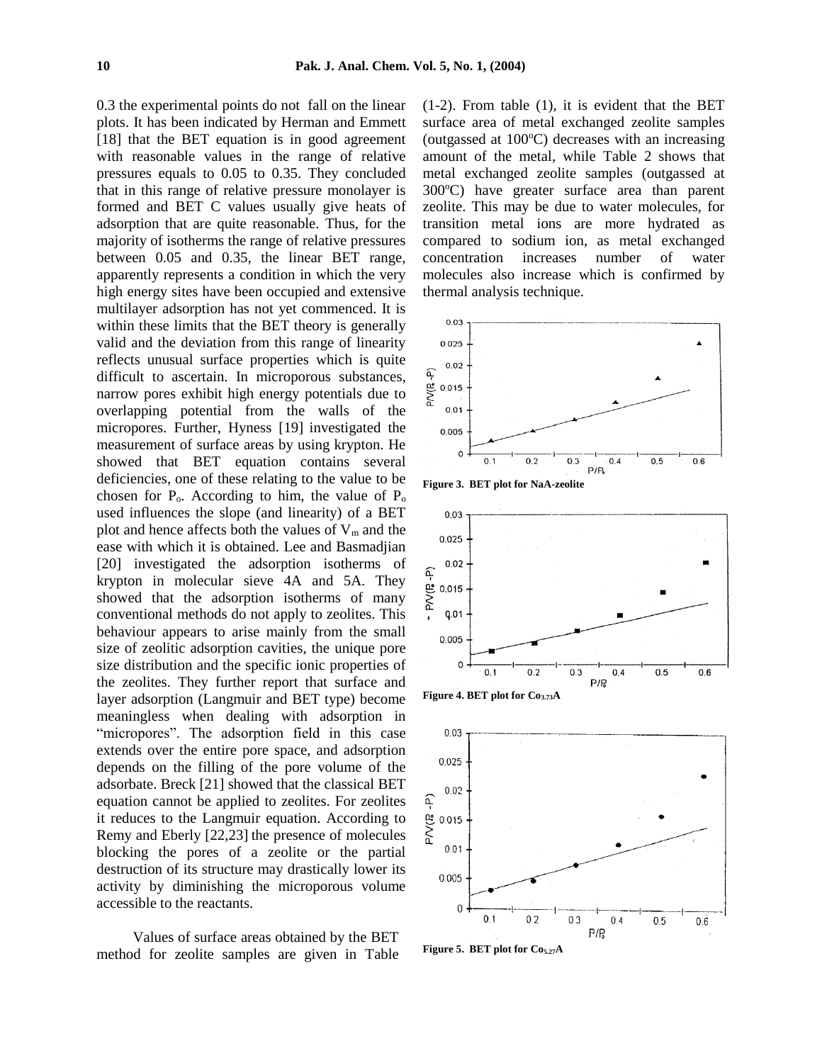0.3 the experimental points do not fall on the linear plots. It has been indicated by Herman and Emmett [18] that the BET equation is in good agreement with reasonable values in the range of relative pressures equals to 0.05 to 0.35. They concluded that in this range of relative pressure monolayer is formed and BET C values usually give heats of adsorption that are quite reasonable. Thus, for the majority of isotherms the range of relative pressures between 0.05 and 0.35, the linear BET range, apparently represents a condition in which the very high energy sites have been occupied and extensive multilayer adsorption has not yet commenced. It is within these limits that the BET theory is generally valid and the deviation from this range of linearity reflects unusual surface properties which is quite difficult to ascertain. In microporous substances, narrow pores exhibit high energy potentials due to overlapping potential from the walls of the micropores. Further, Hyness [19] investigated the measurement of surface areas by using krypton. He showed that BET equation contains several deficiencies, one of these relating to the value to be chosen for $P_o$. According to him, the value of $P_o$ used influences the slope (and linearity) of a BET plot and hence affects both the values of $V_m$ and the ease with which it is obtained. Lee and Basmadjian [20] investigated the adsorption isotherms of krypton in molecular sieve 4A and 5A. They showed that the adsorption isotherms of many conventional methods do not apply to zeolites. This behaviour appears to arise mainly from the small size of zeolitic adsorption cavities, the unique pore size distribution and the specific ionic properties of the zeolites. They further report that surface and layer adsorption (Langmuir and BET type) become meaningless when dealing with adsorption in "micropores". The adsorption field in this case extends over the entire pore space, and adsorption depends on the filling of the pore volume of the adsorbate. Breck [21] showed that the classical BET equation cannot be applied to zeolites. For zeolites it reduces to the Langmuir equation. According to Remy and Eberly [22,23] the presence of molecules blocking the pores of a zeolite or the partial destruction of its structure may drastically lower its activity by diminishing the microporous volume accessible to the reactants.

Values of surface areas obtained by the BET method for zeolite samples are given in Table (1-2). From table (1), it is evident that the BET surface area of metal exchanged zeolite samples (outgassed at 100°C) decreases with an increasing amount of the metal, while Table 2 shows that metal exchanged zeolite samples (outgassed at 300°C) have greater surface area than parent zeolite. This may be due to water molecules, for transition metal ions are more hydrated as compared to sodium ion, as metal exchanged concentration increases number of water molecules also increase which is confirmed by thermal analysis technique.

**Figure 3. BET plot for NaA-zeolite**

**Figure 4. BET plot for $Co_{3.73}A$**

**Figure 5. BET plot for $Co_{5.27}A$**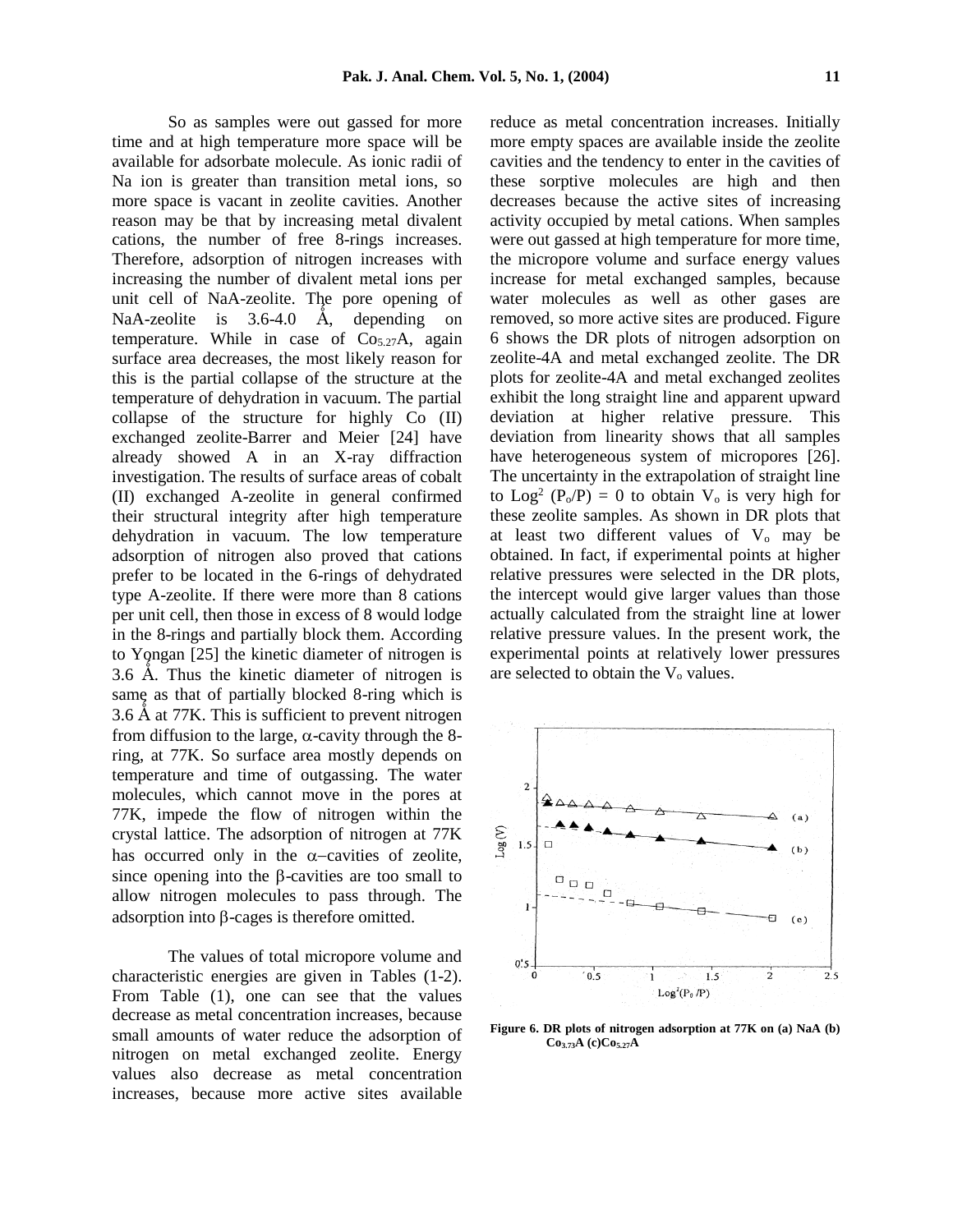So as samples were out gassed for more time and at high temperature more space will be available for adsorbate molecule. As ionic radii of Na ion is greater than transition metal ions, so more space is vacant in zeolite cavities. Another reason may be that by increasing metal divalent cations, the number of free 8-rings increases. Therefore, adsorption of nitrogen increases with increasing the number of divalent metal ions per unit cell of NaA-zeolite. The pore opening of NaA-zeolite is 3.6-4.0 Å, depending on temperature. While in case of $Co_{5.27}A$, again surface area decreases, the most likely reason for this is the partial collapse of the structure at the temperature of dehydration in vacuum. The partial collapse of the structure for highly Co (II) exchanged zeolite-Barrer and Meier [24] have already showed A in an X-ray diffraction investigation. The results of surface areas of cobalt (II) exchanged A-zeolite in general confirmed their structural integrity after high temperature dehydration in vacuum. The low temperature adsorption of nitrogen also proved that cations prefer to be located in the 6-rings of dehydrated type A-zeolite. If there were more than 8 cations per unit cell, then those in excess of 8 would lodge in the 8-rings and partially block them. According to Yongan [25] the kinetic diameter of nitrogen is 3.6 Å. Thus the kinetic diameter of nitrogen is same as that of partially blocked 8-ring which is 3.6 Å at 77K. This is sufficient to prevent nitrogen from diffusion to the large, α-cavity through the 8-ring, at 77K. So surface area mostly depends on temperature and time of outgassing. The water molecules, which cannot move in the pores at 77K, impede the flow of nitrogen within the crystal lattice. The adsorption of nitrogen at 77K has occurred only in the α−cavities of zeolite, since opening into the β-cavities are too small to allow nitrogen molecules to pass through. The adsorption into β-cages is therefore omitted.

The values of total micropore volume and characteristic energies are given in Tables (1-2). From Table (1), one can see that the values decrease as metal concentration increases, because small amounts of water reduce the adsorption of nitrogen on metal exchanged zeolite. Energy values also decrease as metal concentration increases, because more active sites available reduce as metal concentration increases. Initially more empty spaces are available inside the zeolite cavities and the tendency to enter in the cavities of these sorptive molecules are high and then decreases because the active sites of increasing activity occupied by metal cations. When samples were out gassed at high temperature for more time, the micropore volume and surface energy values increase for metal exchanged samples, because water molecules as well as other gases are removed, so more active sites are produced. Figure 6 shows the DR plots of nitrogen adsorption on zeolite-4A and metal exchanged zeolite. The DR plots for zeolite-4A and metal exchanged zeolites exhibit the long straight line and apparent upward deviation at higher relative pressure. This deviation from linearity shows that all samples have heterogeneous system of micropores [26]. The uncertainty in the extrapolation of straight line to $\text{Log}^2 (P_o/P) = 0$ to obtain $V_o$ is very high for these zeolite samples. As shown in DR plots that at least two different values of $V_o$ may be obtained. In fact, if experimental points at higher relative pressures were selected in the DR plots, the intercept would give larger values than those actually calculated from the straight line at lower relative pressure values. In the present work, the experimental points at relatively lower pressures are selected to obtain the $V_o$ values.

**Figure 6. DR plots of nitrogen adsorption at 77K on (a) NaA (b) $Co_{3.73}A$ (c) $Co_{5.27}A$**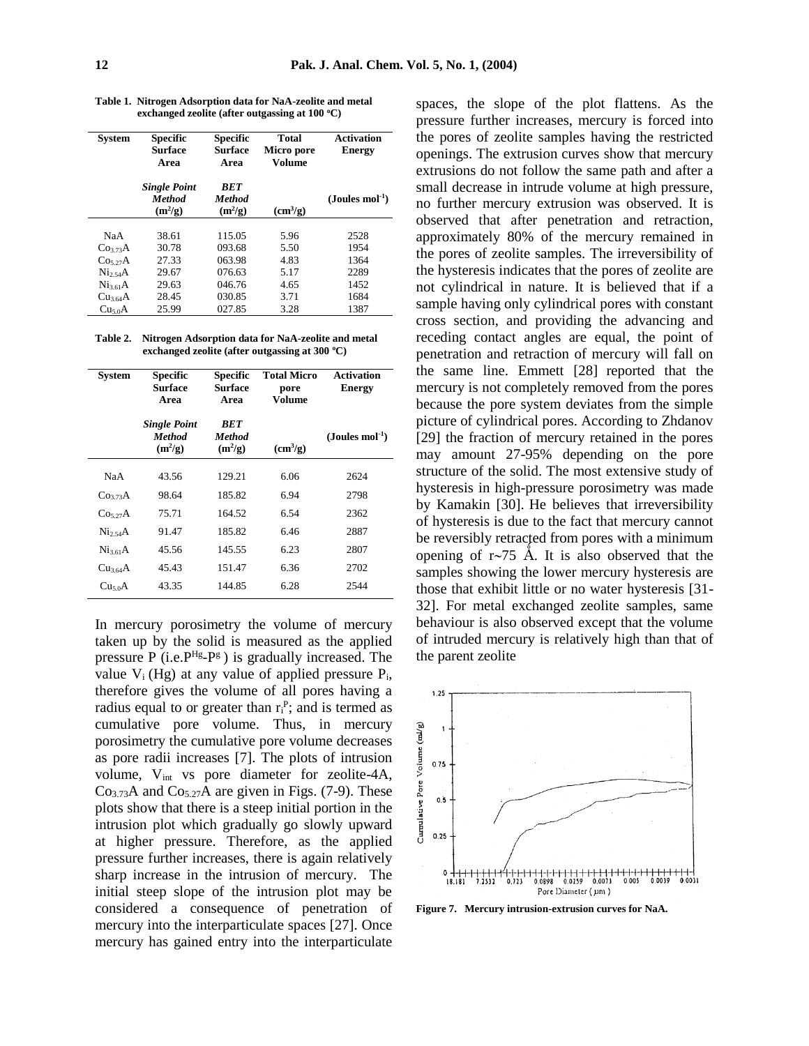**Table 1. Nitrogen Adsorption data for NaA-zeolite and metal exchanged zeolite (after outgassing at 100 °C)**

| System | Specific Surface Area | Specific Surface Area | Total Micro pore Volume | Activation Energy |
|---|---|---|---|---|
| | *Single Point Method* ($m^2/g$) | *BET Method* ($m^2/g$) | ($cm^3/g$) | (Joules $mol^{-1}$) |
| NaA | 38.61 | 115.05 | 5.96 | 2528 |
| $Co_{3.73}A$ | 30.78 | 093.68 | 5.50 | 1954 |
| $Co_{5.27}A$ | 27.33 | 063.98 | 4.83 | 1364 |
| $Ni_{2.54}A$ | 29.67 | 076.63 | 5.17 | 2289 |
| $Ni_{3.61}A$ | 29.63 | 046.76 | 4.65 | 1452 |
| $Cu_{3.64}A$ | 28.45 | 030.85 | 3.71 | 1684 |
| $Cu_{5.0}A$ | 25.99 | 027.85 | 3.28 | 1387 |

**Table 2. Nitrogen Adsorption data for NaA-zeolite and metal exchanged zeolite (after outgassing at 300 °C)**

| System | Specific Surface Area | Specific Surface Area | Total Micro pore Volume | Activation Energy |
|---|---|---|---|---|
| | *Single Point Method* ($m^2/g$) | *BET Method* ($m^2/g$) | ($cm^3/g$) | (Joules $mol^{-1}$) |
| NaA | 43.56 | 129.21 | 6.06 | 2624 |
| $Co_{3.73}A$ | 98.64 | 185.82 | 6.94 | 2798 |
| $Co_{5.27}A$ | 75.71 | 164.52 | 6.54 | 2362 |
| $Ni_{2.54}A$ | 91.47 | 185.82 | 6.46 | 2887 |
| $Ni_{3.61}A$ | 45.56 | 145.55 | 6.23 | 2807 |
| $Cu_{3.64}A$ | 45.43 | 151.47 | 6.36 | 2702 |
| $Cu_{5.0}A$ | 43.35 | 144.85 | 6.28 | 2544 |

In mercury porosimetry the volume of mercury taken up by the solid is measured as the applied pressure P (i.e.$P^{Hg}$-$P^{g}$) is gradually increased. The value $V_i$ (Hg) at any value of applied pressure $P_i$, therefore gives the volume of all pores having a radius equal to or greater than $r_i^P$; and is termed as cumulative pore volume. Thus, in mercury porosimetry the cumulative pore volume decreases as pore radii increases [7]. The plots of intrusion volume, $V_{int}$ vs pore diameter for zeolite-4A, $Co_{3.73}A$ and $Co_{5.27}A$ are given in Figs. (7-9). These plots show that there is a steep initial portion in the intrusion plot which gradually go slowly upward at higher pressure. Therefore, as the applied pressure further increases, there is again relatively sharp increase in the intrusion of mercury. The initial steep slope of the intrusion plot may be considered a consequence of penetration of mercury into the interparticulate spaces [27]. Once mercury has gained entry into the interparticulate spaces, the slope of the plot flattens. As the pressure further increases, mercury is forced into the pores of zeolite samples having the restricted openings. The extrusion curves show that mercury extrusions do not follow the same path and after a small decrease in intrude volume at high pressure, no further mercury extrusion was observed. It is observed that after penetration and retraction, approximately 80% of the mercury remained in the pores of zeolite samples. The irreversibility of the hysteresis indicates that the pores of zeolite are not cylindrical in nature. It is believed that if a sample having only cylindrical pores with constant cross section, and providing the advancing and receding contact angles are equal, the point of penetration and retraction of mercury will fall on the same line. Emmett [28] reported that the mercury is not completely removed from the pores because the pore system deviates from the simple picture of cylindrical pores. According to Zhdanov [29] the fraction of mercury retained in the pores may amount 27-95% depending on the pore structure of the solid. The most extensive study of hysteresis in high-pressure porosimetry was made by Kamakin [30]. He believes that irreversibility of hysteresis is due to the fact that mercury cannot be reversibly retracted from pores with a minimum opening of r~75 Å. It is also observed that the samples showing the lower mercury hysteresis are those that exhibit little or no water hysteresis [31-32]. For metal exchanged zeolite samples, same behaviour is also observed except that the volume of intruded mercury is relatively high than that of the parent zeolite

**Figure 7. Mercury intrusion-extrusion curves for NaA.**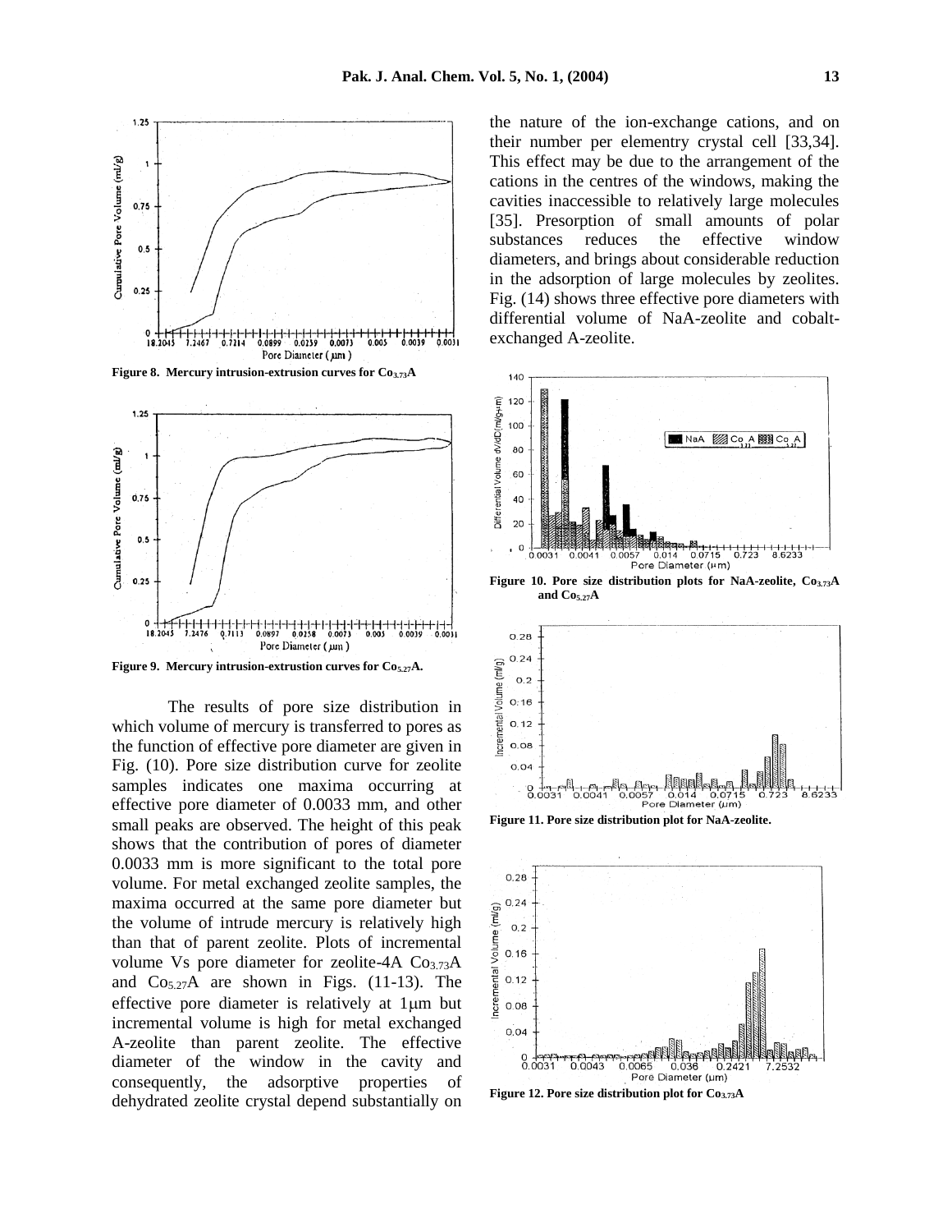Figure 8. Mercury intrusion-extrusion curves for $Co_{3.73}A$

Figure 9. Mercury intrusion-extrustion curves for $Co_{5.27}A$.

The results of pore size distribution in which volume of mercury is transferred to pores as the function of effective pore diameter are given in Fig. (10). Pore size distribution curve for zeolite samples indicates one maxima occurring at effective pore diameter of 0.0033 mm, and other small peaks are observed. The height of this peak shows that the contribution of pores of diameter 0.0033 mm is more significant to the total pore volume. For metal exchanged zeolite samples, the maxima occurred at the same pore diameter but the volume of intrude mercury is relatively high than that of parent zeolite. Plots of incremental volume Vs pore diameter for zeolite-4A $Co_{3.73}A$ and $Co_{5.27}A$ are shown in Figs. (11-13). The effective pore diameter is relatively at 1μm but incremental volume is high for metal exchanged A-zeolite than parent zeolite. The effective diameter of the window in the cavity and consequently, the adsorptive properties of dehydrated zeolite crystal depend substantially on the nature of the ion-exchange cations, and on their number per elementry crystal cell [33,34]. This effect may be due to the arrangement of the cations in the centres of the windows, making the cavities inaccessible to relatively large molecules [35]. Presorption of small amounts of polar substances reduces the effective window diameters, and brings about considerable reduction in the adsorption of large molecules by zeolites. Fig. (14) shows three effective pore diameters with differential volume of NaA-zeolite and cobalt-exchanged A-zeolite.

Figure 10. Pore size distribution plots for NaA-zeolite, $Co_{3.73}A$ and $Co_{5.27}A$

Figure 11. Pore size distribution plot for NaA-zeolite.

Figure 12. Pore size distribution plot for $Co_{3.73}A$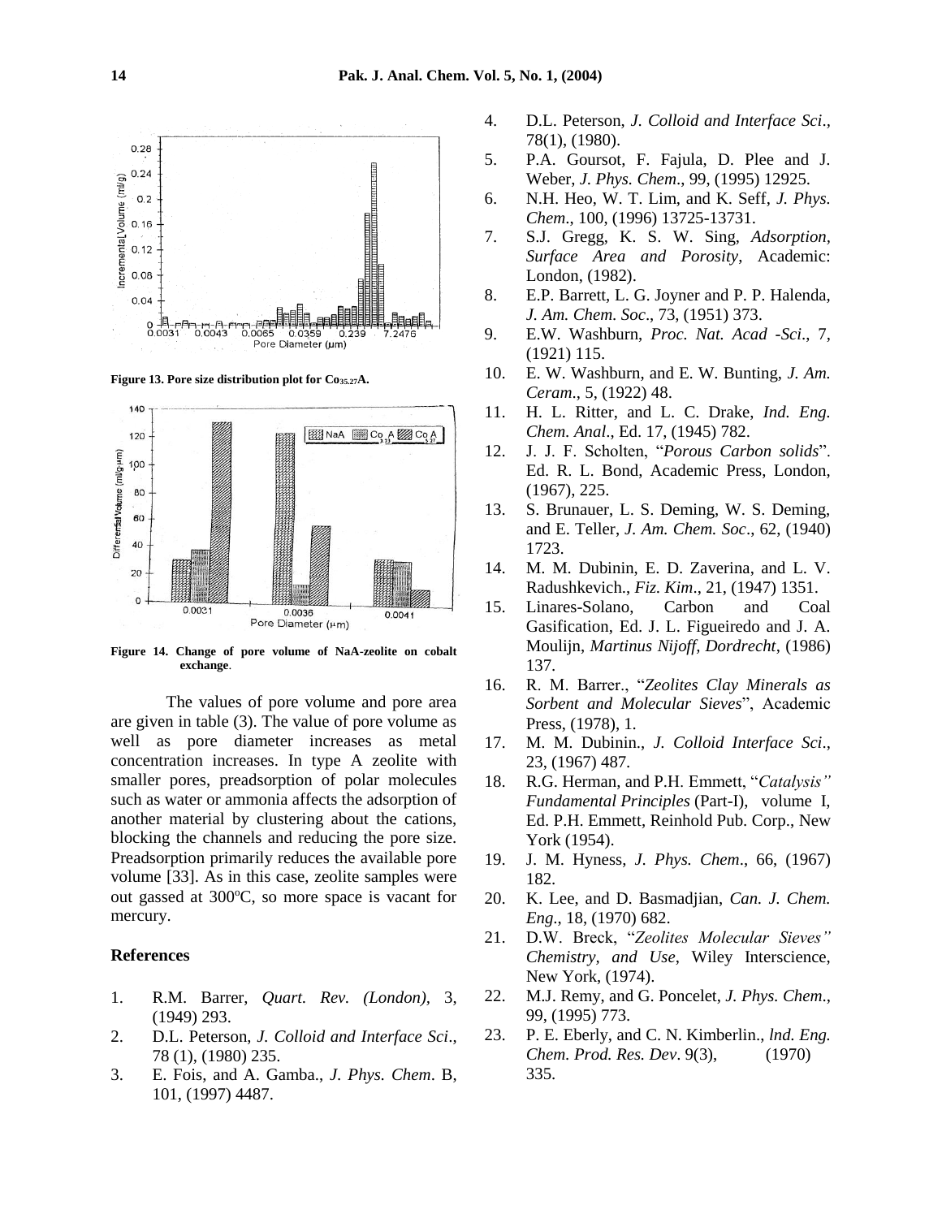Figure 13. Pore size distribution plot for $Co_{35.27}A$.

Figure 14. Change of pore volume of NaA-zeolite on cobalt exchange.

The values of pore volume and pore area are given in table (3). The value of pore volume as well as pore diameter increases as metal concentration increases. In type A zeolite with smaller pores, preadsorption of polar molecules such as water or ammonia affects the adsorption of another material by clustering about the cations, blocking the channels and reducing the pore size. Preadsorption primarily reduces the available pore volume [33]. As in this case, zeolite samples were out gassed at 300ºC, so more space is vacant for mercury.

## References

1. R.M. Barrer, *Quart. Rev. (London),* 3, (1949) 293.
2. D.L. Peterson, *J. Colloid and Interface Sci*., 78 (1), (1980) 235.
3. E. Fois, and A. Gamba., *J. Phys. Chem*. B, 101, (1997) 4487.
4. D.L. Peterson, *J. Colloid and Interface Sci*., 78(1), (1980).
5. P.A. Goursot, F. Fajula, D. Plee and J. Weber, *J. Phys. Chem*., 99, (1995) 12925.
6. N.H. Heo, W. T. Lim, and K. Seff, *J. Phys. Chem*., 100, (1996) 13725-13731.
7. S.J. Gregg, K. S. W. Sing, *Adsorption, Surface Area and Porosity*, Academic: London, (1982).
8. E.P. Barrett, L. G. Joyner and P. P. Halenda, *J. Am. Chem. Soc*., 73, (1951) 373.
9. E.W. Washburn, *Proc. Nat. Acad -Sci*., 7, (1921) 115.
10. E. W. Washburn, and E. W. Bunting, *J. Am. Ceram*., 5, (1922) 48.
11. H. L. Ritter, and L. C. Drake, *Ind. Eng. Chem. Anal*., Ed. 17, (1945) 782.
12. J. J. F. Scholten, "*Porous Carbon solids*". Ed. R. L. Bond, Academic Press, London, (1967), 225.
13. S. Brunauer, L. S. Deming, W. S. Deming, and E. Teller, *J. Am. Chem. Soc*., 62, (1940) 1723.
14. M. M. Dubinin, E. D. Zaverina, and L. V. Radushkevich., *Fiz. Kim*., 21, (1947) 1351.
15. Linares-Solano, Carbon and Coal Gasification, Ed. J. L. Figueiredo and J. A. Moulijn, *Martinus Nijoff, Dordrecht*, (1986) 137.
16. R. M. Barrer., "*Zeolites Clay Minerals as Sorbent and Molecular Sieves*", Academic Press, (1978), 1.
17. M. M. Dubinin., *J. Colloid Interface Sci*., 23, (1967) 487.
18. R.G. Herman, and P.H. Emmett, "*Catalysis" Fundamental Principles* (Part-I), volume I, Ed. P.H. Emmett, Reinhold Pub. Corp., New York (1954).
19. J. M. Hyness, *J. Phys. Chem*., 66, (1967) 182.
20. K. Lee, and D. Basmadjian, *Can. J. Chem. Eng*., 18, (1970) 682.
21. D.W. Breck, "*Zeolites Molecular Sieves" Chemistry, and Use*, Wiley Interscience, New York, (1974).
22. M.J. Remy, and G. Poncelet, *J. Phys. Chem*., 99, (1995) 773.
23. P. E. Eberly, and C. N. Kimberlin., *Ind. Eng. Chem. Prod. Res. Dev*. 9(3), (1970) 335.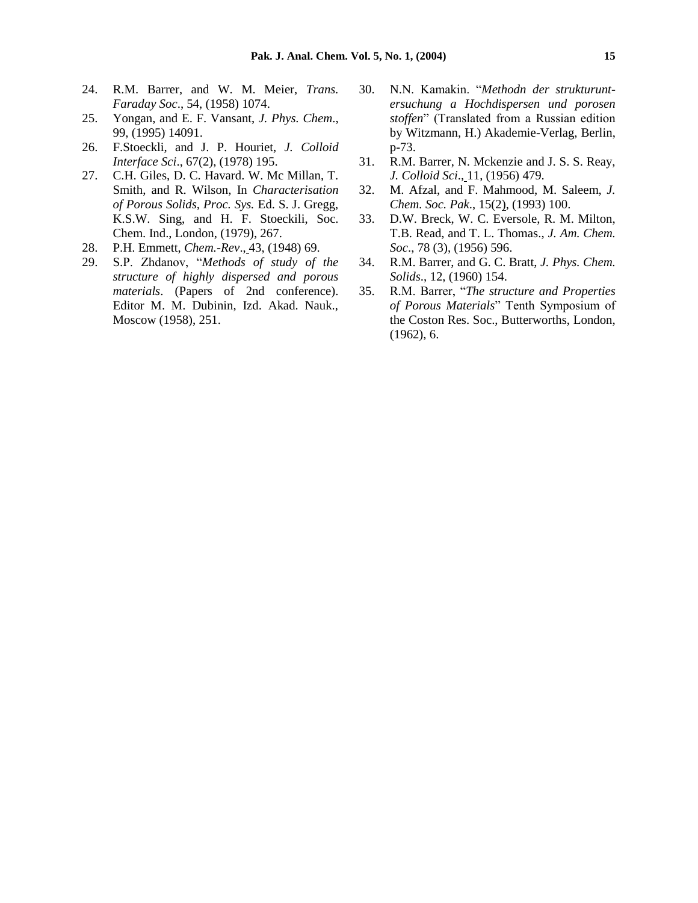24. R.M. Barrer, and W. M. Meier, *Trans. Faraday Soc*., 54, (1958) 1074.
25. Yongan, and E. F. Vansant, *J. Phys. Chem*., 99, (1995) 14091.
26. F.Stoeckli, and J. P. Houriet, *J. Colloid Interface Sci*., 67(2), (1978) 195.
27. C.H. Giles, D. C. Havard. W. Mc Millan, T. Smith, and R. Wilson, In *Characterisation of Porous Solids, Proc. Sys.* Ed. S. J. Gregg, K.S.W. Sing, and H. F. Stoeckili, Soc. Chem. Ind., London, (1979), 267.
28. P.H. Emmett, *Chem.-Rev*., 43, (1948) 69.
29. S.P. Zhdanov, "*Methods of study of the structure of highly dispersed and porous materials*. (Papers of 2nd conference). Editor M. M. Dubinin, Izd. Akad. Nauk., Moscow (1958), 251.
30. N.N. Kamakin. "*Methodn der strukturuntersuchung a Hochdispersen und porosen stoffen*" (Translated from a Russian edition by Witzmann, H.) Akademie-Verlag, Berlin, p-73.
31. R.M. Barrer, N. Mckenzie and J. S. S. Reay, *J. Colloid Sci*., 11, (1956) 479.
32. M. Afzal, and F. Mahmood, M. Saleem, *J. Chem. Soc. Pak*., 15(2), (1993) 100.
33. D.W. Breck, W. C. Eversole, R. M. Milton, T.B. Read, and T. L. Thomas., *J. Am. Chem. Soc*., 78 (3), (1956) 596.
34. R.M. Barrer, and G. C. Bratt, *J. Phys. Chem. Solids*., 12, (1960) 154.
35. R.M. Barrer, "*The structure and Properties of Porous Materials*" Tenth Symposium of the Coston Res. Soc., Butterworths, London, (1962), 6.